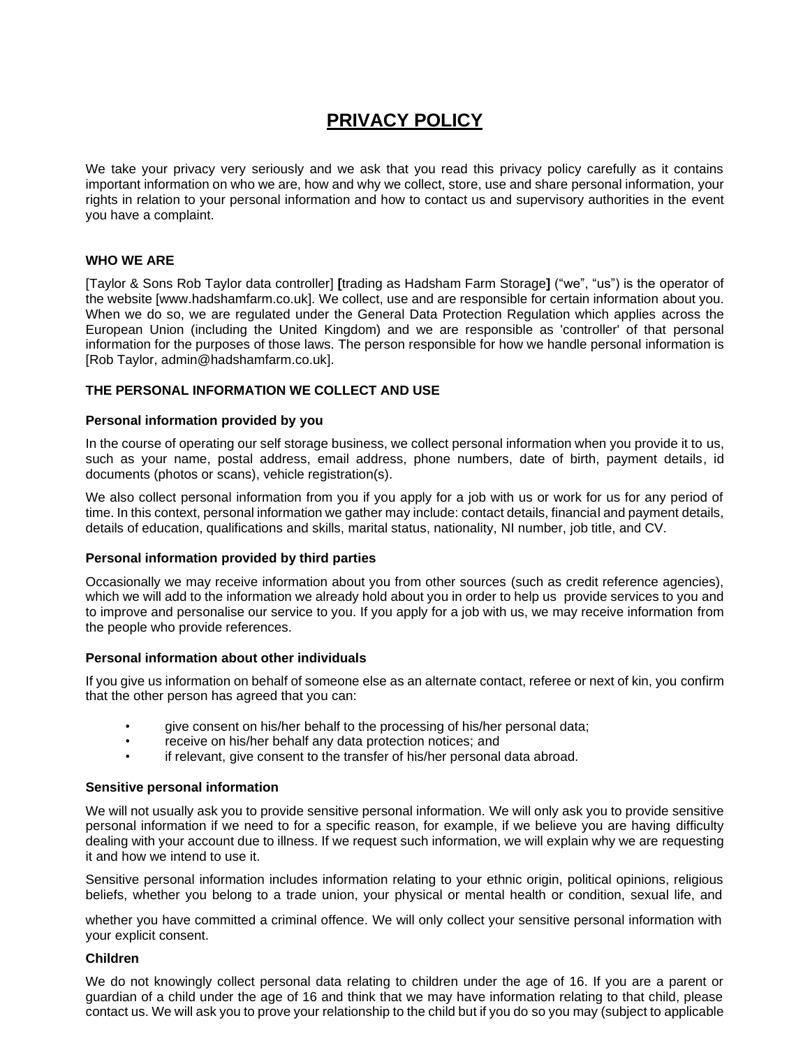# PRIVACY POLICY

We take your privacy very seriously and we ask that you read this privacy policy carefully as it contains important information on who we are, how and why we collect, store, use and share personal information, your rights in relation to your personal information and how to contact us and supervisory authorities in the event you have a complaint.

## WHO WE ARE

[Taylor & Sons Rob Taylor data controller] **[**trading as Hadsham Farm Storage**]** ("we", "us") is the operator of the website [www.hadshamfarm.co.uk]. We collect, use and are responsible for certain information about you. When we do so, we are regulated under the General Data Protection Regulation which applies across the European Union (including the United Kingdom) and we are responsible as 'controller' of that personal information for the purposes of those laws. The person responsible for how we handle personal information is [Rob Taylor, admin@hadshamfarm.co.uk].

## THE PERSONAL INFORMATION WE COLLECT AND USE

### Personal information provided by you

In the course of operating our self storage business, we collect personal information when you provide it to us, such as your name, postal address, email address, phone numbers, date of birth, payment details, id documents (photos or scans), vehicle registration(s).

We also collect personal information from you if you apply for a job with us or work for us for any period of time. In this context, personal information we gather may include: contact details, financial and payment details, details of education, qualifications and skills, marital status, nationality, NI number, job title, and CV.

### Personal information provided by third parties

Occasionally we may receive information about you from other sources (such as credit reference agencies), which we will add to the information we already hold about you in order to help us provide services to you and to improve and personalise our service to you. If you apply for a job with us, we may receive information from the people who provide references.

### Personal information about other individuals

If you give us information on behalf of someone else as an alternate contact, referee or next of kin, you confirm that the other person has agreed that you can:

- give consent on his/her behalf to the processing of his/her personal data;
- receive on his/her behalf any data protection notices; and
- if relevant, give consent to the transfer of his/her personal data abroad.

### Sensitive personal information

We will not usually ask you to provide sensitive personal information. We will only ask you to provide sensitive personal information if we need to for a specific reason, for example, if we believe you are having difficulty dealing with your account due to illness. If we request such information, we will explain why we are requesting it and how we intend to use it.

Sensitive personal information includes information relating to your ethnic origin, political opinions, religious beliefs, whether you belong to a trade union, your physical or mental health or condition, sexual life, and whether you have committed a criminal offence. We will only collect your sensitive personal information with your explicit consent.

### Children

We do not knowingly collect personal data relating to children under the age of 16. If you are a parent or guardian of a child under the age of 16 and think that we may have information relating to that child, please contact us. We will ask you to prove your relationship to the child but if you do so you may (subject to applicable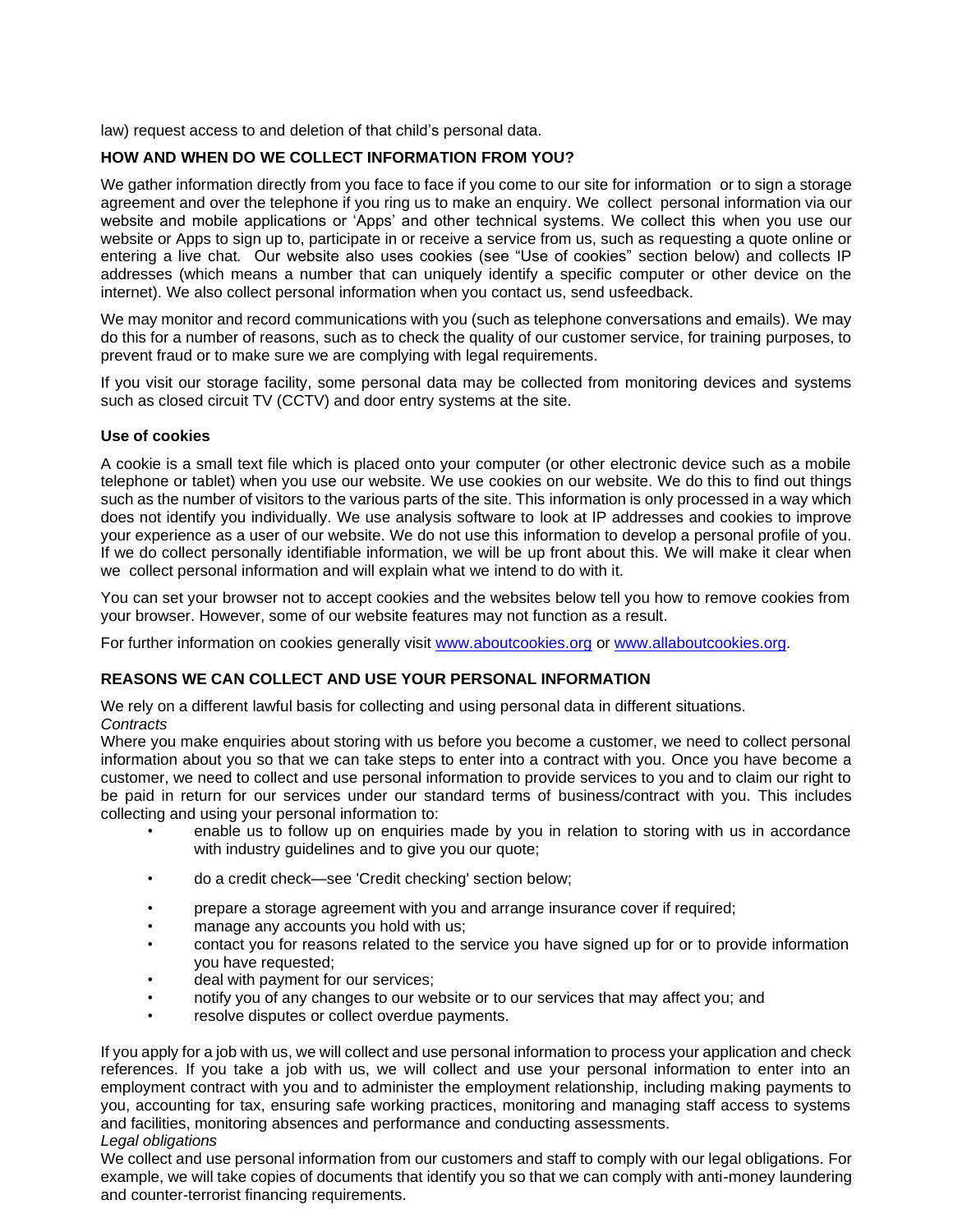law) request access to and deletion of that child's personal data.

**HOW AND WHEN DO WE COLLECT INFORMATION FROM YOU?**

We gather information directly from you face to face if you come to our site for information or to sign a storage agreement and over the telephone if you ring us to make an enquiry. We collect personal information via our website and mobile applications or 'Apps' and other technical systems. We collect this when you use our website or Apps to sign up to, participate in or receive a service from us, such as requesting a quote online or entering a live chat. Our website also uses cookies (see "Use of cookies" section below) and collects IP addresses (which means a number that can uniquely identify a specific computer or other device on the internet). We also collect personal information when you contact us, send usfeedback.

We may monitor and record communications with you (such as telephone conversations and emails). We may do this for a number of reasons, such as to check the quality of our customer service, for training purposes, to prevent fraud or to make sure we are complying with legal requirements.

If you visit our storage facility, some personal data may be collected from monitoring devices and systems such as closed circuit TV (CCTV) and door entry systems at the site.

**Use of cookies**

A cookie is a small text file which is placed onto your computer (or other electronic device such as a mobile telephone or tablet) when you use our website. We use cookies on our website. We do this to find out things such as the number of visitors to the various parts of the site. This information is only processed in a way which does not identify you individually. We use analysis software to look at IP addresses and cookies to improve your experience as a user of our website. We do not use this information to develop a personal profile of you. If we do collect personally identifiable information, we will be up front about this. We will make it clear when we collect personal information and will explain what we intend to do with it.

You can set your browser not to accept cookies and the websites below tell you how to remove cookies from your browser. However, some of our website features may not function as a result.

For further information on cookies generally visit [www.aboutcookies.org](http://www.aboutcookies.org) or [www.allaboutcookies.org](http://www.allaboutcookies.org).

**REASONS WE CAN COLLECT AND USE YOUR PERSONAL INFORMATION**

We rely on a different lawful basis for collecting and using personal data in different situations.

*Contracts*

Where you make enquiries about storing with us before you become a customer, we need to collect personal information about you so that we can take steps to enter into a contract with you. Once you have become a customer, we need to collect and use personal information to provide services to you and to claim our right to be paid in return for our services under our standard terms of business/contract with you. This includes collecting and using your personal information to:

- enable us to follow up on enquiries made by you in relation to storing with us in accordance with industry guidelines and to give you our quote;
- do a credit check—see 'Credit checking' section below;
- prepare a storage agreement with you and arrange insurance cover if required;
- manage any accounts you hold with us;
- contact you for reasons related to the service you have signed up for or to provide information you have requested;
- deal with payment for our services;
- notify you of any changes to our website or to our services that may affect you; and
- resolve disputes or collect overdue payments.

If you apply for a job with us, we will collect and use personal information to process your application and check references. If you take a job with us, we will collect and use your personal information to enter into an employment contract with you and to administer the employment relationship, including making payments to you, accounting for tax, ensuring safe working practices, monitoring and managing staff access to systems and facilities, monitoring absences and performance and conducting assessments.

*Legal obligations*

We collect and use personal information from our customers and staff to comply with our legal obligations. For example, we will take copies of documents that identify you so that we can comply with anti-money laundering and counter-terrorist financing requirements.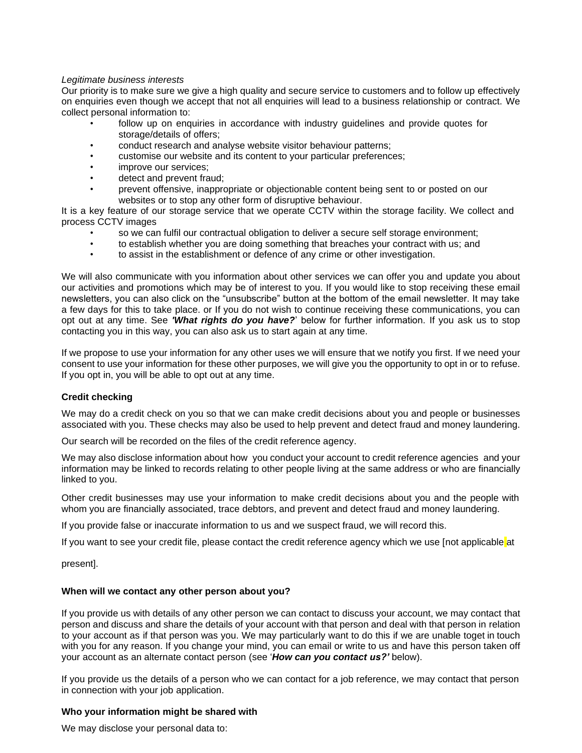*Legitimate business interests*

Our priority is to make sure we give a high quality and secure service to customers and to follow up effectively on enquiries even though we accept that not all enquiries will lead to a business relationship or contract. We collect personal information to:

- follow up on enquiries in accordance with industry guidelines and provide quotes for storage/details of offers;
- conduct research and analyse website visitor behaviour patterns;
- customise our website and its content to your particular preferences;
- improve our services;
- detect and prevent fraud;
- prevent offensive, inappropriate or objectionable content being sent to or posted on our websites or to stop any other form of disruptive behaviour.

It is a key feature of our storage service that we operate CCTV within the storage facility. We collect and process CCTV images

- so we can fulfil our contractual obligation to deliver a secure self storage environment;
- to establish whether you are doing something that breaches your contract with us; and
- to assist in the establishment or defence of any crime or other investigation.

We will also communicate with you information about other services we can offer you and update you about our activities and promotions which may be of interest to you. If you would like to stop receiving these email newsletters, you can also click on the "unsubscribe" button at the bottom of the email newsletter. It may take a few days for this to take place. or If you do not wish to continue receiving these communications, you can opt out at any time. See ***'What rights do you have?***' below for further information. If you ask us to stop contacting you in this way, you can also ask us to start again at any time.

If we propose to use your information for any other uses we will ensure that we notify you first. If we need your consent to use your information for these other purposes, we will give you the opportunity to opt in or to refuse. If you opt in, you will be able to opt out at any time.

**Credit checking**

We may do a credit check on you so that we can make credit decisions about you and people or businesses associated with you. These checks may also be used to help prevent and detect fraud and money laundering.

Our search will be recorded on the files of the credit reference agency.

We may also disclose information about how you conduct your account to credit reference agencies and your information may be linked to records relating to other people living at the same address or who are financially linked to you.

Other credit businesses may use your information to make credit decisions about you and the people with whom you are financially associated, trace debtors, and prevent and detect fraud and money laundering.

If you provide false or inaccurate information to us and we suspect fraud, we will record this.

If you want to see your credit file, please contact the credit reference agency which we use [not applicable at present].

**When will we contact any other person about you?**

If you provide us with details of any other person we can contact to discuss your account, we may contact that person and discuss and share the details of your account with that person and deal with that person in relation to your account as if that person was you. We may particularly want to do this if we are unable toget in touch with you for any reason. If you change your mind, you can email or write to us and have this person taken off your account as an alternate contact person (see '***How can you contact us?'*** below).

If you provide us the details of a person who we can contact for a job reference, we may contact that person in connection with your job application.

**Who your information might be shared with**

We may disclose your personal data to: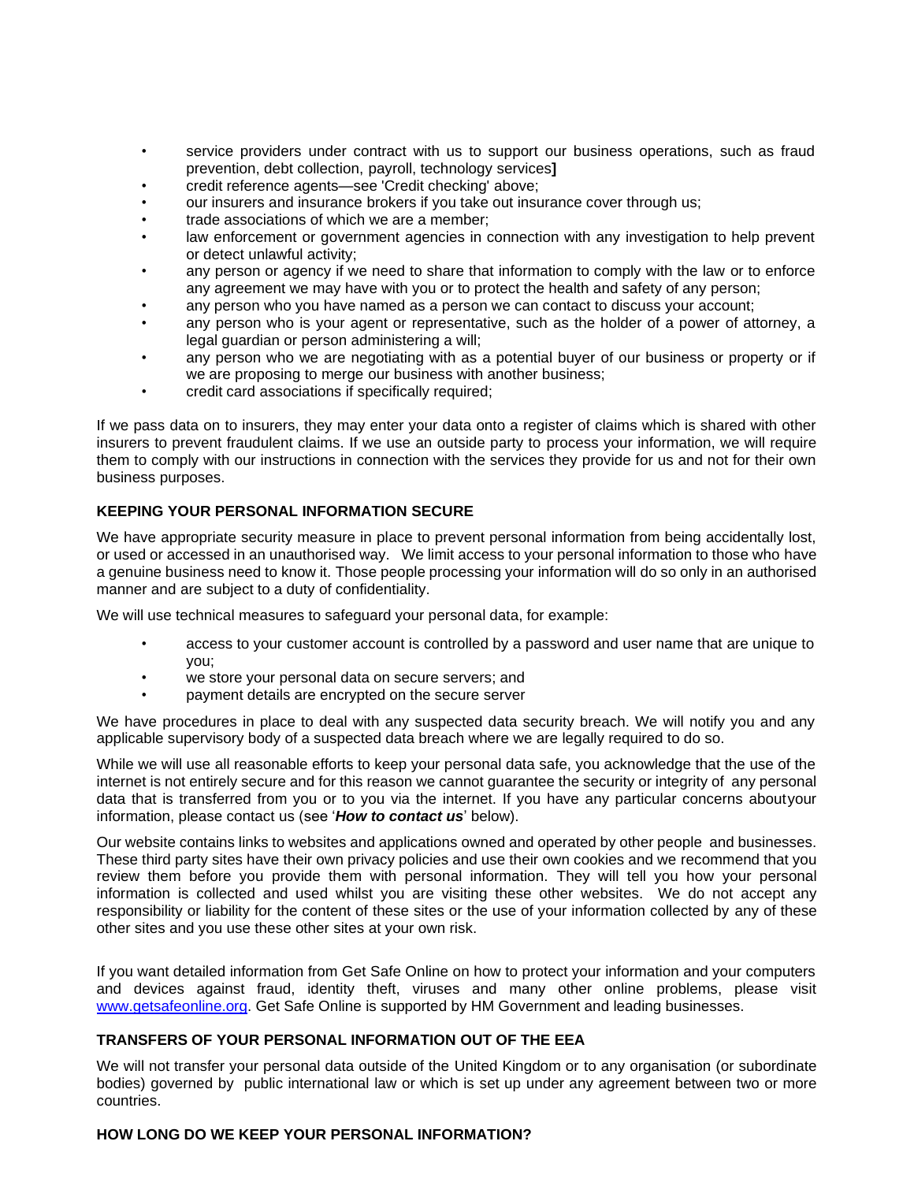- service providers under contract with us to support our business operations, such as fraud prevention, debt collection, payroll, technology services]
- credit reference agents—see 'Credit checking' above;
- our insurers and insurance brokers if you take out insurance cover through us;
- trade associations of which we are a member;
- law enforcement or government agencies in connection with any investigation to help prevent or detect unlawful activity;
- any person or agency if we need to share that information to comply with the law or to enforce any agreement we may have with you or to protect the health and safety of any person;
- any person who you have named as a person we can contact to discuss your account;
- any person who is your agent or representative, such as the holder of a power of attorney, a legal guardian or person administering a will;
- any person who we are negotiating with as a potential buyer of our business or property or if we are proposing to merge our business with another business;
- credit card associations if specifically required;

If we pass data on to insurers, they may enter your data onto a register of claims which is shared with other insurers to prevent fraudulent claims. If we use an outside party to process your information, we will require them to comply with our instructions in connection with the services they provide for us and not for their own business purposes.

**KEEPING YOUR PERSONAL INFORMATION SECURE**

We have appropriate security measure in place to prevent personal information from being accidentally lost, or used or accessed in an unauthorised way. We limit access to your personal information to those who have a genuine business need to know it. Those people processing your information will do so only in an authorised manner and are subject to a duty of confidentiality.

We will use technical measures to safeguard your personal data, for example:

- access to your customer account is controlled by a password and user name that are unique to you;
- we store your personal data on secure servers; and
- payment details are encrypted on the secure server

We have procedures in place to deal with any suspected data security breach. We will notify you and any applicable supervisory body of a suspected data breach where we are legally required to do so.

While we will use all reasonable efforts to keep your personal data safe, you acknowledge that the use of the internet is not entirely secure and for this reason we cannot guarantee the security or integrity of any personal data that is transferred from you or to you via the internet. If you have any particular concerns aboutyour information, please contact us (see '***How to contact us***' below).

Our website contains links to websites and applications owned and operated by other people and businesses. These third party sites have their own privacy policies and use their own cookies and we recommend that you review them before you provide them with personal information. They will tell you how your personal information is collected and used whilst you are visiting these other websites. We do not accept any responsibility or liability for the content of these sites or the use of your information collected by any of these other sites and you use these other sites at your own risk.

If you want detailed information from Get Safe Online on how to protect your information and your computers and devices against fraud, identity theft, viruses and many other online problems, please visit [www.getsafeonline.org](http://www.getsafeonline.org). Get Safe Online is supported by HM Government and leading businesses.

**TRANSFERS OF YOUR PERSONAL INFORMATION OUT OF THE EEA**

We will not transfer your personal data outside of the United Kingdom or to any organisation (or subordinate bodies) governed by public international law or which is set up under any agreement between two or more countries.

**HOW LONG DO WE KEEP YOUR PERSONAL INFORMATION?**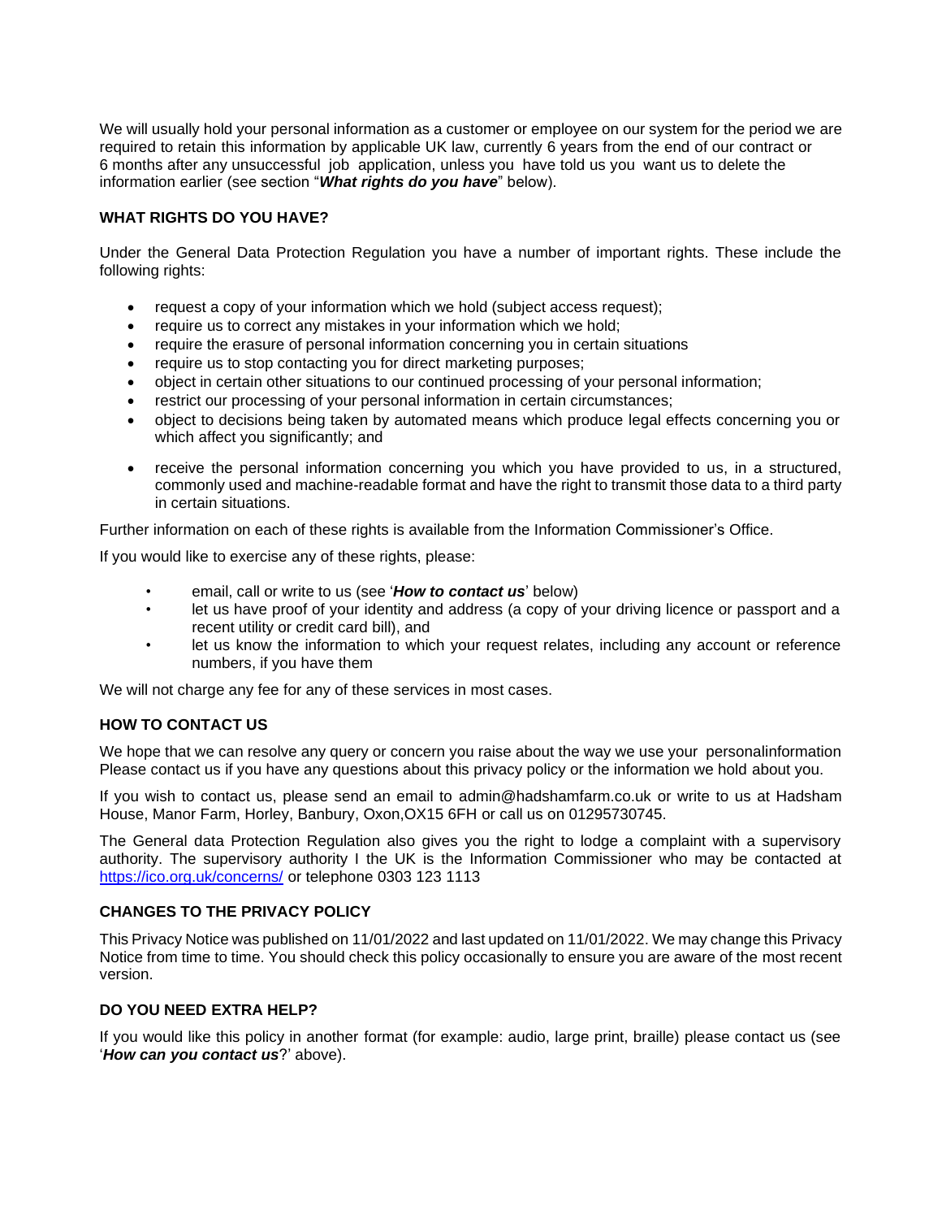We will usually hold your personal information as a customer or employee on our system for the period we are required to retain this information by applicable UK law, currently 6 years from the end of our contract or 6 months after any unsuccessful job application, unless you have told us you want us to delete the information earlier (see section "***What rights do you have***" below).

## WHAT RIGHTS DO YOU HAVE?

Under the General Data Protection Regulation you have a number of important rights. These include the following rights:

- request a copy of your information which we hold (subject access request);
- require us to correct any mistakes in your information which we hold;
- require the erasure of personal information concerning you in certain situations
- require us to stop contacting you for direct marketing purposes;
- object in certain other situations to our continued processing of your personal information;
- restrict our processing of your personal information in certain circumstances;
- object to decisions being taken by automated means which produce legal effects concerning you or which affect you significantly; and
- receive the personal information concerning you which you have provided to us, in a structured, commonly used and machine-readable format and have the right to transmit those data to a third party in certain situations.

Further information on each of these rights is available from the Information Commissioner's Office.

If you would like to exercise any of these rights, please:

- email, call or write to us (see '***How to contact us***' below)
- let us have proof of your identity and address (a copy of your driving licence or passport and a recent utility or credit card bill), and
- let us know the information to which your request relates, including any account or reference numbers, if you have them

We will not charge any fee for any of these services in most cases.

## HOW TO CONTACT US

We hope that we can resolve any query or concern you raise about the way we use your personalinformation Please contact us if you have any questions about this privacy policy or the information we hold about you.

If you wish to contact us, please send an email to admin@hadshamfarm.co.uk or write to us at Hadsham House, Manor Farm, Horley, Banbury, Oxon,OX15 6FH or call us on 01295730745.

The General data Protection Regulation also gives you the right to lodge a complaint with a supervisory authority. The supervisory authority I the UK is the Information Commissioner who may be contacted at https://ico.org.uk/concerns/ or telephone 0303 123 1113

## CHANGES TO THE PRIVACY POLICY

This Privacy Notice was published on 11/01/2022 and last updated on 11/01/2022. We may change this Privacy Notice from time to time. You should check this policy occasionally to ensure you are aware of the most recent version.

## DO YOU NEED EXTRA HELP?

If you would like this policy in another format (for example: audio, large print, braille) please contact us (see '***How can you contact us***?' above).